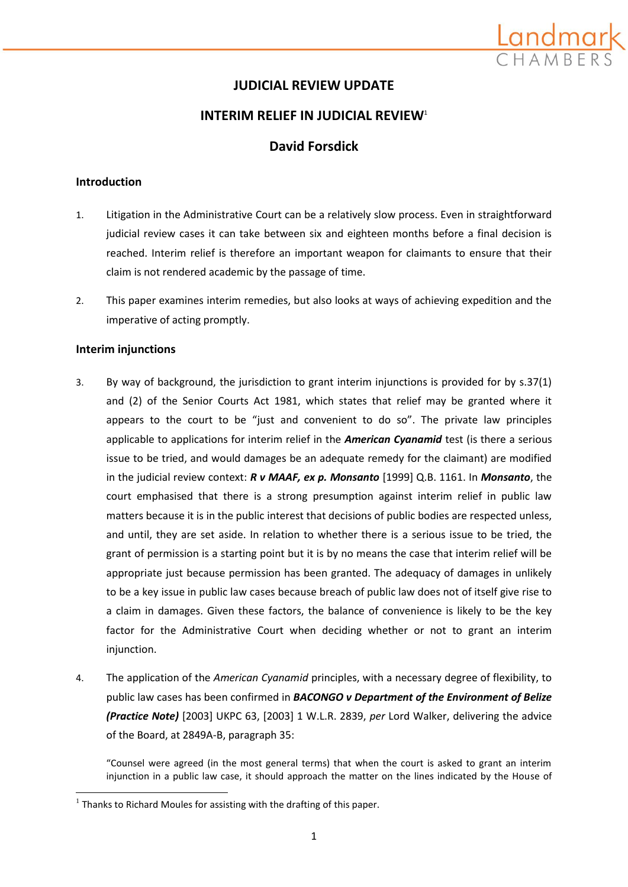# JUDICIAL REVIEW UPDATE

## INTERIM RELIEF IN JUDICIAL REVIEW[1]

## David Forsdick

### Introduction

1. Litigation in the Administrative Court can be a relatively slow process. Even in straightforward judicial review cases it can take between six and eighteen months before a final decision is reached. Interim relief is therefore an important weapon for claimants to ensure that their claim is not rendered academic by the passage of time.

2. This paper examines interim remedies, but also looks at ways of achieving expedition and the imperative of acting promptly.

### Interim injunctions

3. By way of background, the jurisdiction to grant interim injunctions is provided for by s.37(1) and (2) of the Senior Courts Act 1981, which states that relief may be granted where it appears to the court to be "just and convenient to do so". The private law principles applicable to applications for interim relief in the ***American Cyanamid*** test (is there a serious issue to be tried, and would damages be an adequate remedy for the claimant) are modified in the judicial review context: ***R v MAAF, ex p. Monsanto*** [1999] Q.B. 1161. In ***Monsanto***, the court emphasised that there is a strong presumption against interim relief in public law matters because it is in the public interest that decisions of public bodies are respected unless, and until, they are set aside. In relation to whether there is a serious issue to be tried, the grant of permission is a starting point but it is by no means the case that interim relief will be appropriate just because permission has been granted. The adequacy of damages in unlikely to be a key issue in public law cases because breach of public law does not of itself give rise to a claim in damages. Given these factors, the balance of convenience is likely to be the key factor for the Administrative Court when deciding whether or not to grant an interim injunction.

4. The application of the *American Cyanamid* principles, with a necessary degree of flexibility, to public law cases has been confirmed in ***BACONGO v Department of the Environment of Belize (Practice Note)*** [2003] UKPC 63, [2003] 1 W.L.R. 2839, *per* Lord Walker, delivering the advice of the Board, at 2849A-B, paragraph 35:

   "Counsel were agreed (in the most general terms) that when the court is asked to grant an interim injunction in a public law case, it should approach the matter on the lines indicated by the House of

---

[1] Thanks to Richard Moules for assisting with the drafting of this paper.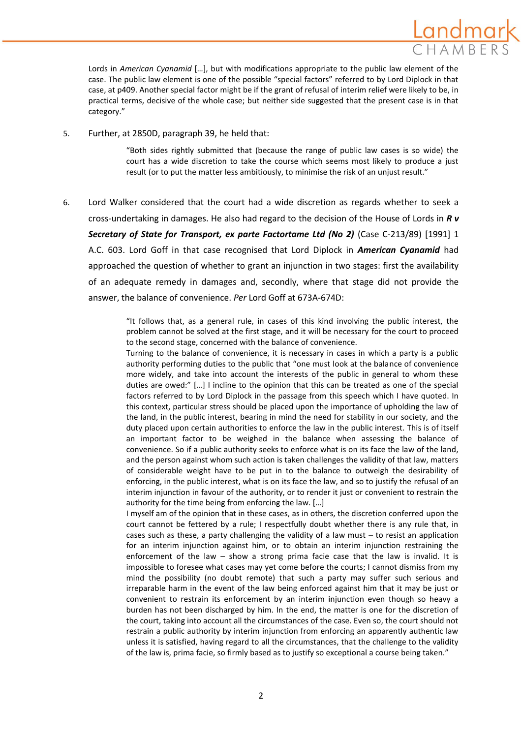Lords in *American Cyanamid* […], but with modifications appropriate to the public law element of the case. The public law element is one of the possible "special factors" referred to by Lord Diplock in that case, at p409. Another special factor might be if the grant of refusal of interim relief were likely to be, in practical terms, decisive of the whole case; but neither side suggested that the present case is in that category."

5. Further, at 2850D, paragraph 39, he held that:

> "Both sides rightly submitted that (because the range of public law cases is so wide) the court has a wide discretion to take the course which seems most likely to produce a just result (or to put the matter less ambitiously, to minimise the risk of an unjust result."

6. Lord Walker considered that the court had a wide discretion as regards whether to seek a cross-undertaking in damages. He also had regard to the decision of the House of Lords in ***R v Secretary of State for Transport, ex parte Factortame Ltd (No 2)*** (Case C-213/89) [1991] 1 A.C. 603. Lord Goff in that case recognised that Lord Diplock in ***American Cyanamid*** had approached the question of whether to grant an injunction in two stages: first the availability of an adequate remedy in damages and, secondly, where that stage did not provide the answer, the balance of convenience. *Per* Lord Goff at 673A-674D:

> "It follows that, as a general rule, in cases of this kind involving the public interest, the problem cannot be solved at the first stage, and it will be necessary for the court to proceed to the second stage, concerned with the balance of convenience.
>
> Turning to the balance of convenience, it is necessary in cases in which a party is a public authority performing duties to the public that "one must look at the balance of convenience more widely, and take into account the interests of the public in general to whom these duties are owed:" […] I incline to the opinion that this can be treated as one of the special factors referred to by Lord Diplock in the passage from this speech which I have quoted. In this context, particular stress should be placed upon the importance of upholding the law of the land, in the public interest, bearing in mind the need for stability in our society, and the duty placed upon certain authorities to enforce the law in the public interest. This is of itself an important factor to be weighed in the balance when assessing the balance of convenience. So if a public authority seeks to enforce what is on its face the law of the land, and the person against whom such action is taken challenges the validity of that law, matters of considerable weight have to be put in to the balance to outweigh the desirability of enforcing, in the public interest, what is on its face the law, and so to justify the refusal of an interim injunction in favour of the authority, or to render it just or convenient to restrain the authority for the time being from enforcing the law. […]
>
> I myself am of the opinion that in these cases, as in others, the discretion conferred upon the court cannot be fettered by a rule; I respectfully doubt whether there is any rule that, in cases such as these, a party challenging the validity of a law must – to resist an application for an interim injunction against him, or to obtain an interim injunction restraining the enforcement of the law – show a strong prima facie case that the law is invalid. It is impossible to foresee what cases may yet come before the courts; I cannot dismiss from my mind the possibility (no doubt remote) that such a party may suffer such serious and irreparable harm in the event of the law being enforced against him that it may be just or convenient to restrain its enforcement by an interim injunction even though so heavy a burden has not been discharged by him. In the end, the matter is one for the discretion of the court, taking into account all the circumstances of the case. Even so, the court should not restrain a public authority by interim injunction from enforcing an apparently authentic law unless it is satisfied, having regard to all the circumstances, that the challenge to the validity of the law is, prima facie, so firmly based as to justify so exceptional a course being taken."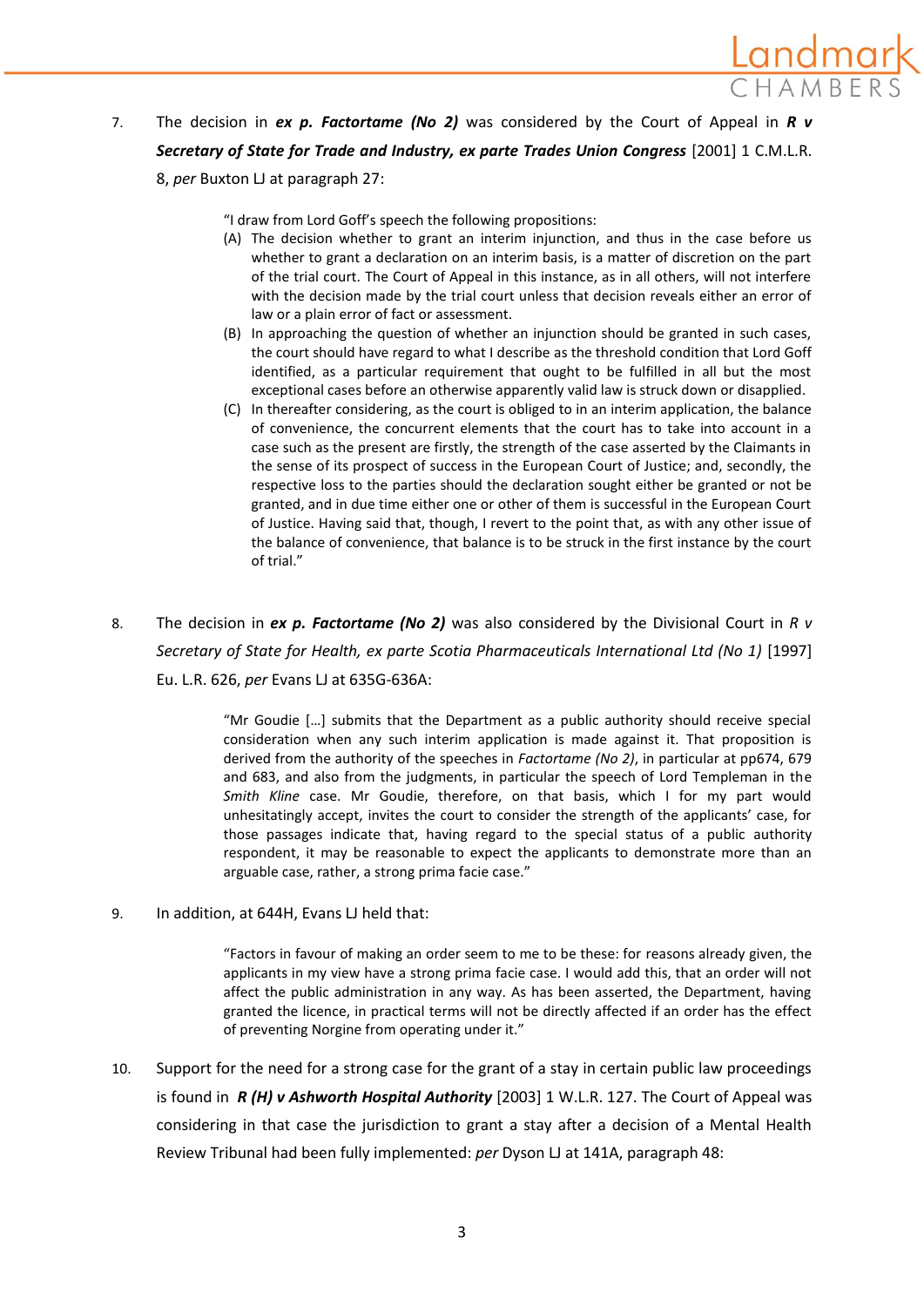7. The decision in ***ex p. Factortame (No 2)*** was considered by the Court of Appeal in ***R v Secretary of State for Trade and Industry, ex parte Trades Union Congress*** [2001] 1 C.M.L.R. 8, *per* Buxton LJ at paragraph 27:

> "I draw from Lord Goff's speech the following propositions:
> (A) The decision whether to grant an interim injunction, and thus in the case before us whether to grant a declaration on an interim basis, is a matter of discretion on the part of the trial court. The Court of Appeal in this instance, as in all others, will not interfere with the decision made by the trial court unless that decision reveals either an error of law or a plain error of fact or assessment.
> (B) In approaching the question of whether an injunction should be granted in such cases, the court should have regard to what I describe as the threshold condition that Lord Goff identified, as a particular requirement that ought to be fulfilled in all but the most exceptional cases before an otherwise apparently valid law is struck down or disapplied.
> (C) In thereafter considering, as the court is obliged to in an interim application, the balance of convenience, the concurrent elements that the court has to take into account in a case such as the present are firstly, the strength of the case asserted by the Claimants in the sense of its prospect of success in the European Court of Justice; and, secondly, the respective loss to the parties should the declaration sought either be granted or not be granted, and in due time either one or other of them is successful in the European Court of Justice. Having said that, though, I revert to the point that, as with any other issue of the balance of convenience, that balance is to be struck in the first instance by the court of trial."

8. The decision in ***ex p. Factortame (No 2)*** was also considered by the Divisional Court in *R v Secretary of State for Health, ex parte Scotia Pharmaceuticals International Ltd (No 1)* [1997] Eu. L.R. 626, *per* Evans LJ at 635G-636A:

> "Mr Goudie […] submits that the Department as a public authority should receive special consideration when any such interim application is made against it. That proposition is derived from the authority of the speeches in *Factortame (No 2)*, in particular at pp674, 679 and 683, and also from the judgments, in particular the speech of Lord Templeman in the *Smith Kline* case. Mr Goudie, therefore, on that basis, which I for my part would unhesitatingly accept, invites the court to consider the strength of the applicants' case, for those passages indicate that, having regard to the special status of a public authority respondent, it may be reasonable to expect the applicants to demonstrate more than an arguable case, rather, a strong prima facie case."

9. In addition, at 644H, Evans LJ held that:

> "Factors in favour of making an order seem to me to be these: for reasons already given, the applicants in my view have a strong prima facie case. I would add this, that an order will not affect the public administration in any way. As has been asserted, the Department, having granted the licence, in practical terms will not be directly affected if an order has the effect of preventing Norgine from operating under it."

10. Support for the need for a strong case for the grant of a stay in certain public law proceedings is found in ***R (H) v Ashworth Hospital Authority*** [2003] 1 W.L.R. 127. The Court of Appeal was considering in that case the jurisdiction to grant a stay after a decision of a Mental Health Review Tribunal had been fully implemented: *per* Dyson LJ at 141A, paragraph 48: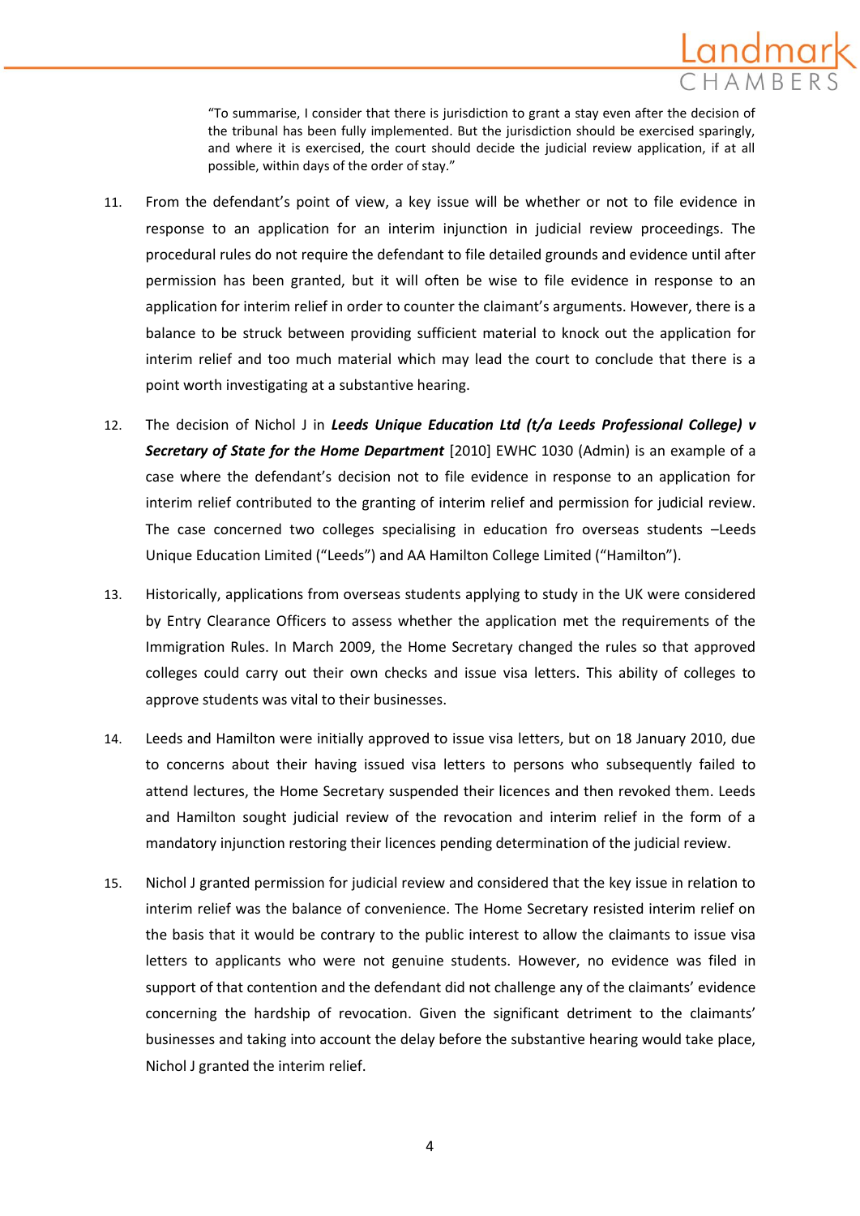> "To summarise, I consider that there is jurisdiction to grant a stay even after the decision of the tribunal has been fully implemented. But the jurisdiction should be exercised sparingly, and where it is exercised, the court should decide the judicial review application, if at all possible, within days of the order of stay."

11. From the defendant's point of view, a key issue will be whether or not to file evidence in response to an application for an interim injunction in judicial review proceedings. The procedural rules do not require the defendant to file detailed grounds and evidence until after permission has been granted, but it will often be wise to file evidence in response to an application for interim relief in order to counter the claimant's arguments. However, there is a balance to be struck between providing sufficient material to knock out the application for interim relief and too much material which may lead the court to conclude that there is a point worth investigating at a substantive hearing.

12. The decision of Nichol J in ***Leeds Unique Education Ltd (t/a Leeds Professional College) v Secretary of State for the Home Department*** [2010] EWHC 1030 (Admin) is an example of a case where the defendant's decision not to file evidence in response to an application for interim relief contributed to the granting of interim relief and permission for judicial review. The case concerned two colleges specialising in education fro overseas students –Leeds Unique Education Limited ("Leeds") and AA Hamilton College Limited ("Hamilton").

13. Historically, applications from overseas students applying to study in the UK were considered by Entry Clearance Officers to assess whether the application met the requirements of the Immigration Rules. In March 2009, the Home Secretary changed the rules so that approved colleges could carry out their own checks and issue visa letters. This ability of colleges to approve students was vital to their businesses.

14. Leeds and Hamilton were initially approved to issue visa letters, but on 18 January 2010, due to concerns about their having issued visa letters to persons who subsequently failed to attend lectures, the Home Secretary suspended their licences and then revoked them. Leeds and Hamilton sought judicial review of the revocation and interim relief in the form of a mandatory injunction restoring their licences pending determination of the judicial review.

15. Nichol J granted permission for judicial review and considered that the key issue in relation to interim relief was the balance of convenience. The Home Secretary resisted interim relief on the basis that it would be contrary to the public interest to allow the claimants to issue visa letters to applicants who were not genuine students. However, no evidence was filed in support of that contention and the defendant did not challenge any of the claimants' evidence concerning the hardship of revocation. Given the significant detriment to the claimants' businesses and taking into account the delay before the substantive hearing would take place, Nichol J granted the interim relief.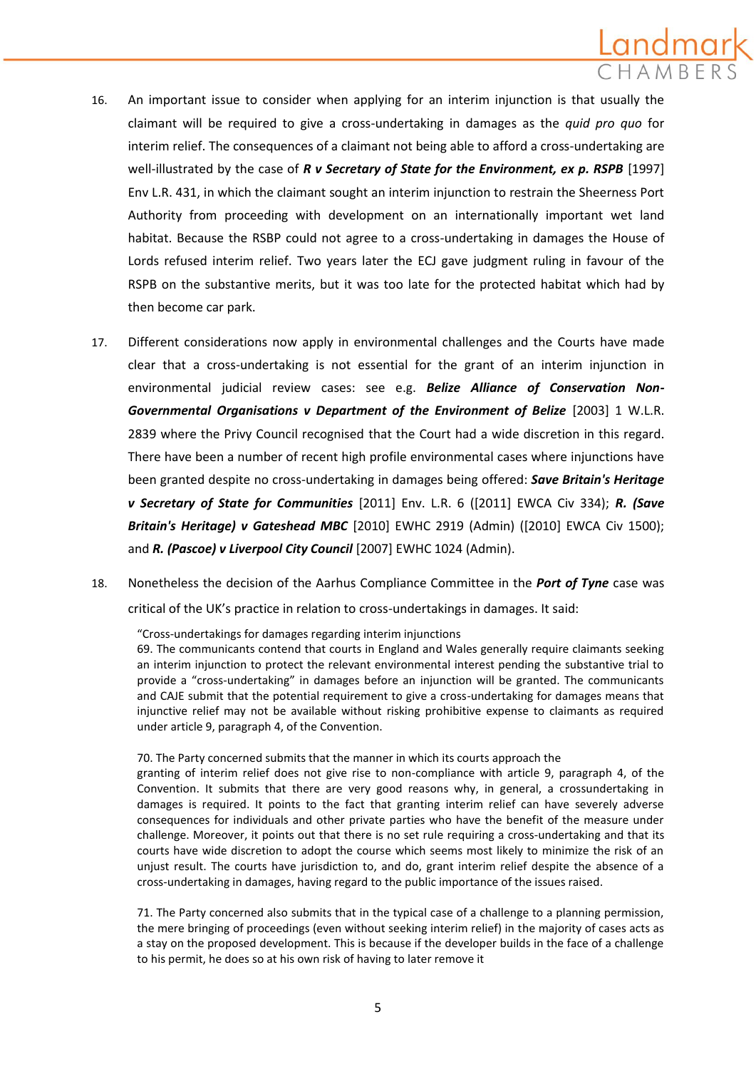16. An important issue to consider when applying for an interim injunction is that usually the claimant will be required to give a cross-undertaking in damages as the *quid pro quo* for interim relief. The consequences of a claimant not being able to afford a cross-undertaking are well-illustrated by the case of ***R v Secretary of State for the Environment, ex p. RSPB*** [1997] Env L.R. 431, in which the claimant sought an interim injunction to restrain the Sheerness Port Authority from proceeding with development on an internationally important wet land habitat. Because the RSBP could not agree to a cross-undertaking in damages the House of Lords refused interim relief. Two years later the ECJ gave judgment ruling in favour of the RSPB on the substantive merits, but it was too late for the protected habitat which had by then become car park.

17. Different considerations now apply in environmental challenges and the Courts have made clear that a cross-undertaking is not essential for the grant of an interim injunction in environmental judicial review cases: see e.g. ***Belize Alliance of Conservation Non-Governmental Organisations v Department of the Environment of Belize*** [2003] 1 W.L.R. 2839 where the Privy Council recognised that the Court had a wide discretion in this regard. There have been a number of recent high profile environmental cases where injunctions have been granted despite no cross-undertaking in damages being offered: ***Save Britain's Heritage v Secretary of State for Communities*** [2011] Env. L.R. 6 ([2011] EWCA Civ 334); ***R. (Save Britain's Heritage) v Gateshead MBC*** [2010] EWHC 2919 (Admin) ([2010] EWCA Civ 1500); and ***R. (Pascoe) v Liverpool City Council*** [2007] EWHC 1024 (Admin).

18. Nonetheless the decision of the Aarhus Compliance Committee in the ***Port of Tyne*** case was critical of the UK's practice in relation to cross-undertakings in damages. It said:

> "Cross-undertakings for damages regarding interim injunctions
> 69. The communicants contend that courts in England and Wales generally require claimants seeking an interim injunction to protect the relevant environmental interest pending the substantive trial to provide a "cross-undertaking" in damages before an injunction will be granted. The communicants and CAJE submit that the potential requirement to give a cross-undertaking for damages means that injunctive relief may not be available without risking prohibitive expense to claimants as required under article 9, paragraph 4, of the Convention.
>
> 70. The Party concerned submits that the manner in which its courts approach the granting of interim relief does not give rise to non-compliance with article 9, paragraph 4, of the Convention. It submits that there are very good reasons why, in general, a crossundertaking in damages is required. It points to the fact that granting interim relief can have severely adverse consequences for individuals and other private parties who have the benefit of the measure under challenge. Moreover, it points out that there is no set rule requiring a cross-undertaking and that its courts have wide discretion to adopt the course which seems most likely to minimize the risk of an unjust result. The courts have jurisdiction to, and do, grant interim relief despite the absence of a cross-undertaking in damages, having regard to the public importance of the issues raised.
>
> 71. The Party concerned also submits that in the typical case of a challenge to a planning permission, the mere bringing of proceedings (even without seeking interim relief) in the majority of cases acts as a stay on the proposed development. This is because if the developer builds in the face of a challenge to his permit, he does so at his own risk of having to later remove it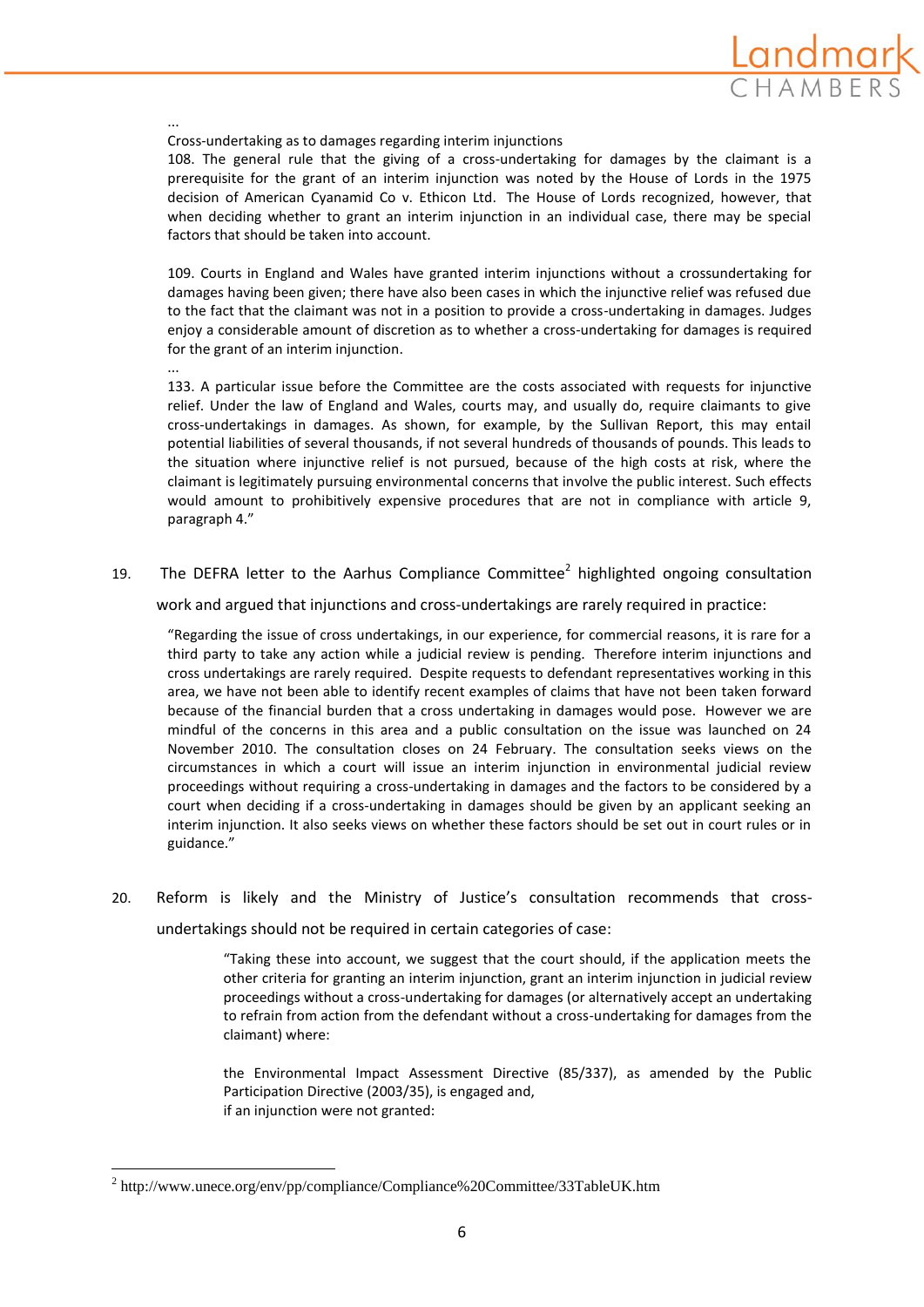...

Cross-undertaking as to damages regarding interim injunctions

108. The general rule that the giving of a cross-undertaking for damages by the claimant is a prerequisite for the grant of an interim injunction was noted by the House of Lords in the 1975 decision of American Cyanamid Co v. Ethicon Ltd. The House of Lords recognized, however, that when deciding whether to grant an interim injunction in an individual case, there may be special factors that should be taken into account.

109. Courts in England and Wales have granted interim injunctions without a crossundertaking for damages having been given; there have also been cases in which the injunctive relief was refused due to the fact that the claimant was not in a position to provide a cross-undertaking in damages. Judges enjoy a considerable amount of discretion as to whether a cross-undertaking for damages is required for the grant of an interim injunction.

...

133. A particular issue before the Committee are the costs associated with requests for injunctive relief. Under the law of England and Wales, courts may, and usually do, require claimants to give cross-undertakings in damages. As shown, for example, by the Sullivan Report, this may entail potential liabilities of several thousands, if not several hundreds of thousands of pounds. This leads to the situation where injunctive relief is not pursued, because of the high costs at risk, where the claimant is legitimately pursuing environmental concerns that involve the public interest. Such effects would amount to prohibitively expensive procedures that are not in compliance with article 9, paragraph 4."

19. The DEFRA letter to the Aarhus Compliance Committee[2] highlighted ongoing consultation work and argued that injunctions and cross-undertakings are rarely required in practice:

> "Regarding the issue of cross undertakings, in our experience, for commercial reasons, it is rare for a third party to take any action while a judicial review is pending. Therefore interim injunctions and cross undertakings are rarely required. Despite requests to defendant representatives working in this area, we have not been able to identify recent examples of claims that have not been taken forward because of the financial burden that a cross undertaking in damages would pose. However we are mindful of the concerns in this area and a public consultation on the issue was launched on 24 November 2010. The consultation closes on 24 February. The consultation seeks views on the circumstances in which a court will issue an interim injunction in environmental judicial review proceedings without requiring a cross-undertaking in damages and the factors to be considered by a court when deciding if a cross-undertaking in damages should be given by an applicant seeking an interim injunction. It also seeks views on whether these factors should be set out in court rules or in guidance."

20. Reform is likely and the Ministry of Justice's consultation recommends that cross-undertakings should not be required in certain categories of case:

> "Taking these into account, we suggest that the court should, if the application meets the other criteria for granting an interim injunction, grant an interim injunction in judicial review proceedings without a cross-undertaking for damages (or alternatively accept an undertaking to refrain from action from the defendant without a cross-undertaking for damages from the claimant) where:
>
> the Environmental Impact Assessment Directive (85/337), as amended by the Public Participation Directive (2003/35), is engaged and,
> if an injunction were not granted:

[2] http://www.unece.org/env/pp/compliance/Compliance%20Committee/33TableUK.htm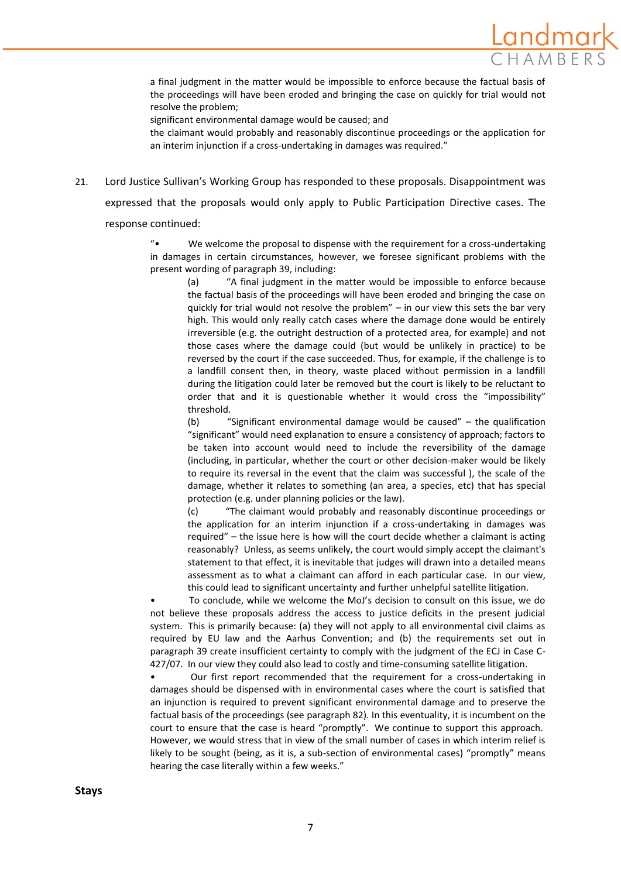a final judgment in the matter would be impossible to enforce because the factual basis of the proceedings will have been eroded and bringing the case on quickly for trial would not resolve the problem;

significant environmental damage would be caused; and

the claimant would probably and reasonably discontinue proceedings or the application for an interim injunction if a cross-undertaking in damages was required."

21. Lord Justice Sullivan's Working Group has responded to these proposals. Disappointment was expressed that the proposals would only apply to Public Participation Directive cases. The response continued:

> "• We welcome the proposal to dispense with the requirement for a cross-undertaking in damages in certain circumstances, however, we foresee significant problems with the present wording of paragraph 39, including:
>
> (a) "A final judgment in the matter would be impossible to enforce because the factual basis of the proceedings will have been eroded and bringing the case on quickly for trial would not resolve the problem" – in our view this sets the bar very high. This would only really catch cases where the damage done would be entirely irreversible (e.g. the outright destruction of a protected area, for example) and not those cases where the damage could (but would be unlikely in practice) to be reversed by the court if the case succeeded. Thus, for example, if the challenge is to a landfill consent then, in theory, waste placed without permission in a landfill during the litigation could later be removed but the court is likely to be reluctant to order that and it is questionable whether it would cross the "impossibility" threshold.
>
> (b) "Significant environmental damage would be caused" – the qualification "significant" would need explanation to ensure a consistency of approach; factors to be taken into account would need to include the reversibility of the damage (including, in particular, whether the court or other decision-maker would be likely to require its reversal in the event that the claim was successful ), the scale of the damage, whether it relates to something (an area, a species, etc) that has special protection (e.g. under planning policies or the law).
>
> (c) "The claimant would probably and reasonably discontinue proceedings or the application for an interim injunction if a cross-undertaking in damages was required" – the issue here is how will the court decide whether a claimant is acting reasonably? Unless, as seems unlikely, the court would simply accept the claimant's statement to that effect, it is inevitable that judges will drawn into a detailed means assessment as to what a claimant can afford in each particular case. In our view, this could lead to significant uncertainty and further unhelpful satellite litigation.
>
> • To conclude, while we welcome the MoJ's decision to consult on this issue, we do not believe these proposals address the access to justice deficits in the present judicial system. This is primarily because: (a) they will not apply to all environmental civil claims as required by EU law and the Aarhus Convention; and (b) the requirements set out in paragraph 39 create insufficient certainty to comply with the judgment of the ECJ in Case C-427/07. In our view they could also lead to costly and time-consuming satellite litigation.
>
> • Our first report recommended that the requirement for a cross-undertaking in damages should be dispensed with in environmental cases where the court is satisfied that an injunction is required to prevent significant environmental damage and to preserve the factual basis of the proceedings (see paragraph 82). In this eventuality, it is incumbent on the court to ensure that the case is heard "promptly". We continue to support this approach. However, we would stress that in view of the small number of cases in which interim relief is likely to be sought (being, as it is, a sub-section of environmental cases) "promptly" means hearing the case literally within a few weeks."

**Stays**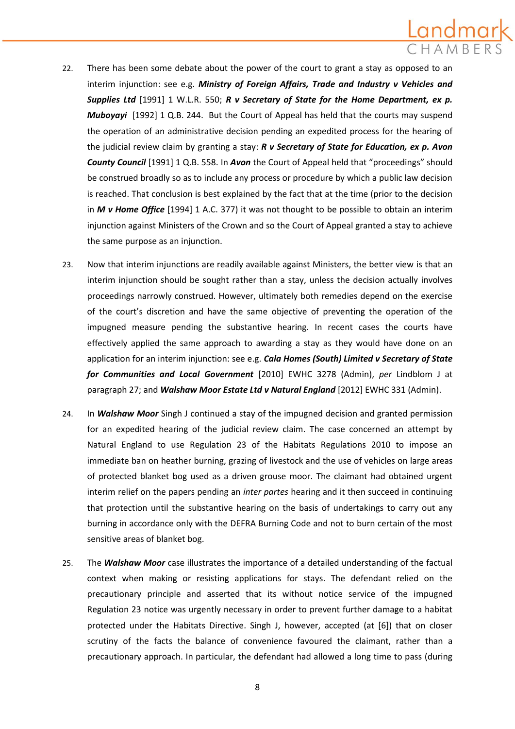22. There has been some debate about the power of the court to grant a stay as opposed to an interim injunction: see e.g. ***Ministry of Foreign Affairs, Trade and Industry v Vehicles and Supplies Ltd*** [1991] 1 W.L.R. 550; ***R v Secretary of State for the Home Department, ex p. Muboyayi*** [1992] 1 Q.B. 244. But the Court of Appeal has held that the courts may suspend the operation of an administrative decision pending an expedited process for the hearing of the judicial review claim by granting a stay: ***R v Secretary of State for Education, ex p. Avon County Council*** [1991] 1 Q.B. 558. In ***Avon*** the Court of Appeal held that "proceedings" should be construed broadly so as to include any process or procedure by which a public law decision is reached. That conclusion is best explained by the fact that at the time (prior to the decision in ***M v Home Office*** [1994] 1 A.C. 377) it was not thought to be possible to obtain an interim injunction against Ministers of the Crown and so the Court of Appeal granted a stay to achieve the same purpose as an injunction.

23. Now that interim injunctions are readily available against Ministers, the better view is that an interim injunction should be sought rather than a stay, unless the decision actually involves proceedings narrowly construed. However, ultimately both remedies depend on the exercise of the court's discretion and have the same objective of preventing the operation of the impugned measure pending the substantive hearing. In recent cases the courts have effectively applied the same approach to awarding a stay as they would have done on an application for an interim injunction: see e.g. ***Cala Homes (South) Limited v Secretary of State for Communities and Local Government*** [2010] EWHC 3278 (Admin), *per* Lindblom J at paragraph 27; and ***Walshaw Moor Estate Ltd v Natural England*** [2012] EWHC 331 (Admin).

24. In ***Walshaw Moor*** Singh J continued a stay of the impugned decision and granted permission for an expedited hearing of the judicial review claim. The case concerned an attempt by Natural England to use Regulation 23 of the Habitats Regulations 2010 to impose an immediate ban on heather burning, grazing of livestock and the use of vehicles on large areas of protected blanket bog used as a driven grouse moor. The claimant had obtained urgent interim relief on the papers pending an *inter partes* hearing and it then succeed in continuing that protection until the substantive hearing on the basis of undertakings to carry out any burning in accordance only with the DEFRA Burning Code and not to burn certain of the most sensitive areas of blanket bog.

25. The ***Walshaw Moor*** case illustrates the importance of a detailed understanding of the factual context when making or resisting applications for stays. The defendant relied on the precautionary principle and asserted that its without notice service of the impugned Regulation 23 notice was urgently necessary in order to prevent further damage to a habitat protected under the Habitats Directive. Singh J, however, accepted (at [6]) that on closer scrutiny of the facts the balance of convenience favoured the claimant, rather than a precautionary approach. In particular, the defendant had allowed a long time to pass (during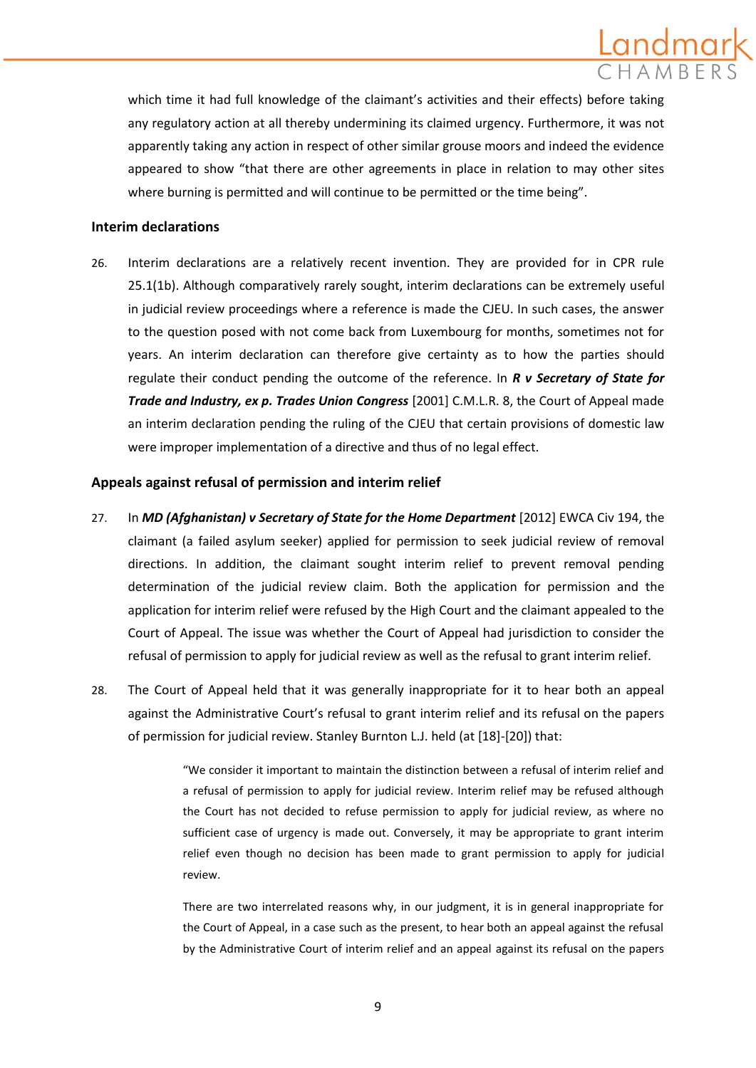which time it had full knowledge of the claimant's activities and their effects) before taking any regulatory action at all thereby undermining its claimed urgency. Furthermore, it was not apparently taking any action in respect of other similar grouse moors and indeed the evidence appeared to show "that there are other agreements in place in relation to may other sites where burning is permitted and will continue to be permitted or the time being".

### Interim declarations

26. Interim declarations are a relatively recent invention. They are provided for in CPR rule 25.1(1b). Although comparatively rarely sought, interim declarations can be extremely useful in judicial review proceedings where a reference is made the CJEU. In such cases, the answer to the question posed with not come back from Luxembourg for months, sometimes not for years. An interim declaration can therefore give certainty as to how the parties should regulate their conduct pending the outcome of the reference. In ***R v Secretary of State for Trade and Industry, ex p. Trades Union Congress*** [2001] C.M.L.R. 8, the Court of Appeal made an interim declaration pending the ruling of the CJEU that certain provisions of domestic law were improper implementation of a directive and thus of no legal effect.

### Appeals against refusal of permission and interim relief

27. In ***MD (Afghanistan) v Secretary of State for the Home Department*** [2012] EWCA Civ 194, the claimant (a failed asylum seeker) applied for permission to seek judicial review of removal directions. In addition, the claimant sought interim relief to prevent removal pending determination of the judicial review claim. Both the application for permission and the application for interim relief were refused by the High Court and the claimant appealed to the Court of Appeal. The issue was whether the Court of Appeal had jurisdiction to consider the refusal of permission to apply for judicial review as well as the refusal to grant interim relief.

28. The Court of Appeal held that it was generally inappropriate for it to hear both an appeal against the Administrative Court's refusal to grant interim relief and its refusal on the papers of permission for judicial review. Stanley Burnton L.J. held (at [18]-[20]) that:

> "We consider it important to maintain the distinction between a refusal of interim relief and a refusal of permission to apply for judicial review. Interim relief may be refused although the Court has not decided to refuse permission to apply for judicial review, as where no sufficient case of urgency is made out. Conversely, it may be appropriate to grant interim relief even though no decision has been made to grant permission to apply for judicial review.
>
> There are two interrelated reasons why, in our judgment, it is in general inappropriate for the Court of Appeal, in a case such as the present, to hear both an appeal against the refusal by the Administrative Court of interim relief and an appeal against its refusal on the papers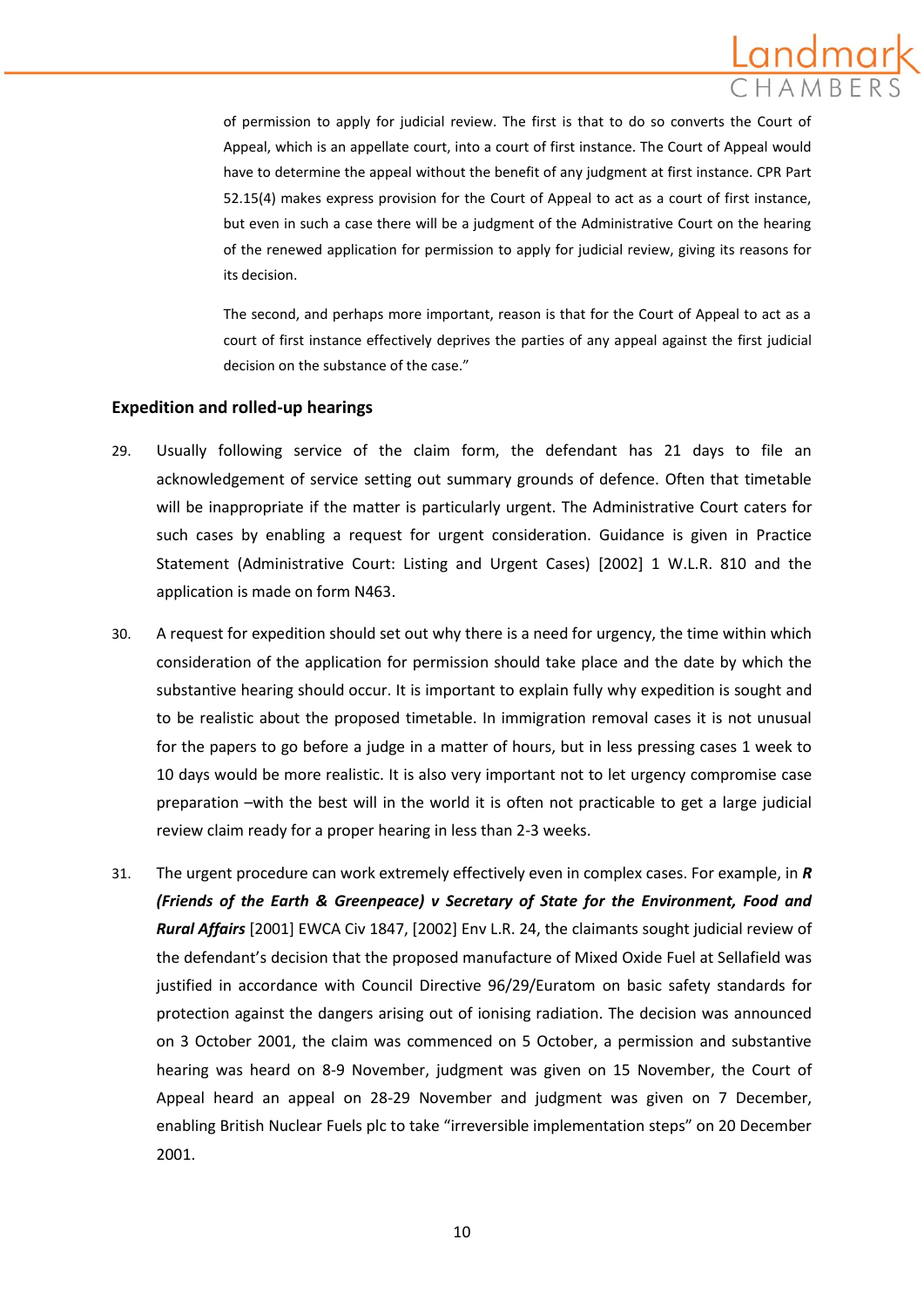of permission to apply for judicial review. The first is that to do so converts the Court of Appeal, which is an appellate court, into a court of first instance. The Court of Appeal would have to determine the appeal without the benefit of any judgment at first instance. CPR Part 52.15(4) makes express provision for the Court of Appeal to act as a court of first instance, but even in such a case there will be a judgment of the Administrative Court on the hearing of the renewed application for permission to apply for judicial review, giving its reasons for its decision.

> The second, and perhaps more important, reason is that for the Court of Appeal to act as a court of first instance effectively deprives the parties of any appeal against the first judicial decision on the substance of the case."

## Expedition and rolled-up hearings

29. Usually following service of the claim form, the defendant has 21 days to file an acknowledgement of service setting out summary grounds of defence. Often that timetable will be inappropriate if the matter is particularly urgent. The Administrative Court caters for such cases by enabling a request for urgent consideration. Guidance is given in Practice Statement (Administrative Court: Listing and Urgent Cases) [2002] 1 W.L.R. 810 and the application is made on form N463.

30. A request for expedition should set out why there is a need for urgency, the time within which consideration of the application for permission should take place and the date by which the substantive hearing should occur. It is important to explain fully why expedition is sought and to be realistic about the proposed timetable. In immigration removal cases it is not unusual for the papers to go before a judge in a matter of hours, but in less pressing cases 1 week to 10 days would be more realistic. It is also very important not to let urgency compromise case preparation –with the best will in the world it is often not practicable to get a large judicial review claim ready for a proper hearing in less than 2-3 weeks.

31. The urgent procedure can work extremely effectively even in complex cases. For example, in ***R (Friends of the Earth & Greenpeace) v Secretary of State for the Environment, Food and Rural Affairs*** [2001] EWCA Civ 1847, [2002] Env L.R. 24, the claimants sought judicial review of the defendant's decision that the proposed manufacture of Mixed Oxide Fuel at Sellafield was justified in accordance with Council Directive 96/29/Euratom on basic safety standards for protection against the dangers arising out of ionising radiation. The decision was announced on 3 October 2001, the claim was commenced on 5 October, a permission and substantive hearing was heard on 8-9 November, judgment was given on 15 November, the Court of Appeal heard an appeal on 28-29 November and judgment was given on 7 December, enabling British Nuclear Fuels plc to take "irreversible implementation steps" on 20 December 2001.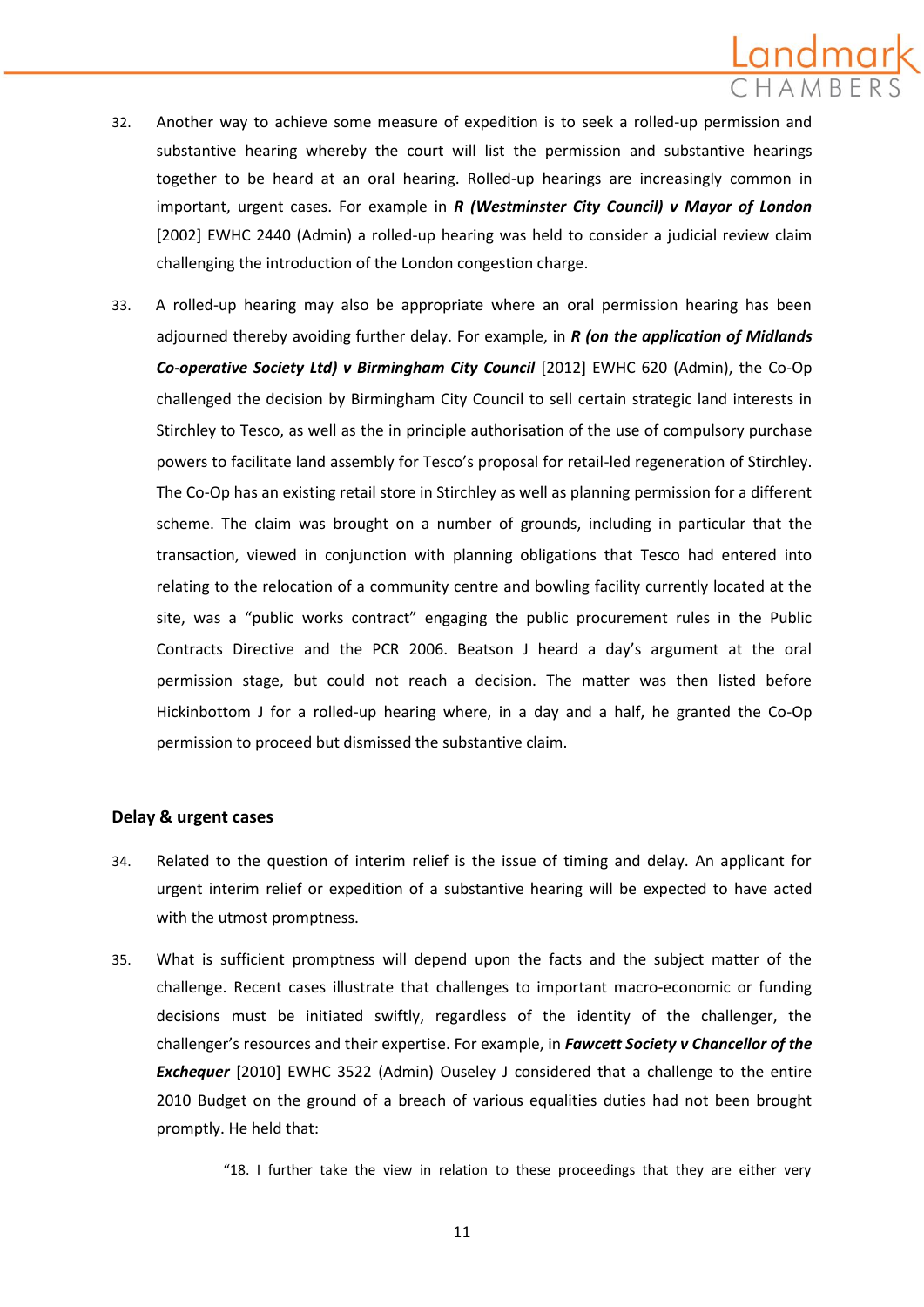32. Another way to achieve some measure of expedition is to seek a rolled-up permission and substantive hearing whereby the court will list the permission and substantive hearings together to be heard at an oral hearing. Rolled-up hearings are increasingly common in important, urgent cases. For example in ***R (Westminster City Council) v Mayor of London*** [2002] EWHC 2440 (Admin) a rolled-up hearing was held to consider a judicial review claim challenging the introduction of the London congestion charge.

33. A rolled-up hearing may also be appropriate where an oral permission hearing has been adjourned thereby avoiding further delay. For example, in ***R (on the application of Midlands Co-operative Society Ltd) v Birmingham City Council*** [2012] EWHC 620 (Admin), the Co-Op challenged the decision by Birmingham City Council to sell certain strategic land interests in Stirchley to Tesco, as well as the in principle authorisation of the use of compulsory purchase powers to facilitate land assembly for Tesco's proposal for retail-led regeneration of Stirchley. The Co-Op has an existing retail store in Stirchley as well as planning permission for a different scheme. The claim was brought on a number of grounds, including in particular that the transaction, viewed in conjunction with planning obligations that Tesco had entered into relating to the relocation of a community centre and bowling facility currently located at the site, was a "public works contract" engaging the public procurement rules in the Public Contracts Directive and the PCR 2006. Beatson J heard a day's argument at the oral permission stage, but could not reach a decision. The matter was then listed before Hickinbottom J for a rolled-up hearing where, in a day and a half, he granted the Co-Op permission to proceed but dismissed the substantive claim.

### Delay & urgent cases

34. Related to the question of interim relief is the issue of timing and delay. An applicant for urgent interim relief or expedition of a substantive hearing will be expected to have acted with the utmost promptness.

35. What is sufficient promptness will depend upon the facts and the subject matter of the challenge. Recent cases illustrate that challenges to important macro-economic or funding decisions must be initiated swiftly, regardless of the identity of the challenger, the challenger's resources and their expertise. For example, in ***Fawcett Society v Chancellor of the Exchequer*** [2010] EWHC 3522 (Admin) Ouseley J considered that a challenge to the entire 2010 Budget on the ground of a breach of various equalities duties had not been brought promptly. He held that:

> "18. I further take the view in relation to these proceedings that they are either very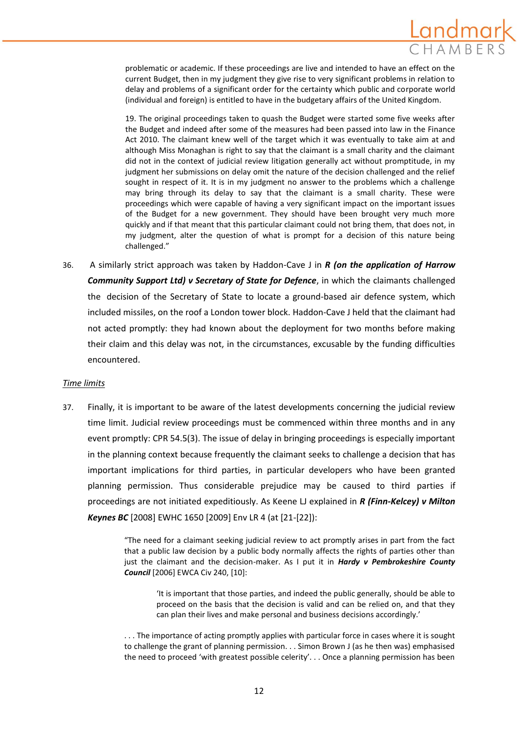problematic or academic. If these proceedings are live and intended to have an effect on the current Budget, then in my judgment they give rise to very significant problems in relation to delay and problems of a significant order for the certainty which public and corporate world (individual and foreign) is entitled to have in the budgetary affairs of the United Kingdom.

> 19. The original proceedings taken to quash the Budget were started some five weeks after the Budget and indeed after some of the measures had been passed into law in the Finance Act 2010. The claimant knew well of the target which it was eventually to take aim at and although Miss Monaghan is right to say that the claimant is a small charity and the claimant did not in the context of judicial review litigation generally act without promptitude, in my judgment her submissions on delay omit the nature of the decision challenged and the relief sought in respect of it. It is in my judgment no answer to the problems which a challenge may bring through its delay to say that the claimant is a small charity. These were proceedings which were capable of having a very significant impact on the important issues of the Budget for a new government. They should have been brought very much more quickly and if that meant that this particular claimant could not bring them, that does not, in my judgment, alter the question of what is prompt for a decision of this nature being challenged."

36. A similarly strict approach was taken by Haddon-Cave J in ***R (on the application of Harrow Community Support Ltd) v Secretary of State for Defence***, in which the claimants challenged the decision of the Secretary of State to locate a ground-based air defence system, which included missiles, on the roof a London tower block. Haddon-Cave J held that the claimant had not acted promptly: they had known about the deployment for two months before making their claim and this delay was not, in the circumstances, excusable by the funding difficulties encountered.

*Time limits*

37. Finally, it is important to be aware of the latest developments concerning the judicial review time limit. Judicial review proceedings must be commenced within three months and in any event promptly: CPR 54.5(3). The issue of delay in bringing proceedings is especially important in the planning context because frequently the claimant seeks to challenge a decision that has important implications for third parties, in particular developers who have been granted planning permission. Thus considerable prejudice may be caused to third parties if proceedings are not initiated expeditiously. As Keene LJ explained in ***R (Finn-Kelcey) v Milton Keynes BC*** [2008] EWHC 1650 [2009] Env LR 4 (at [21-[22]):

> "The need for a claimant seeking judicial review to act promptly arises in part from the fact that a public law decision by a public body normally affects the rights of parties other than just the claimant and the decision-maker. As I put it in ***Hardy v Pembrokeshire County Council*** [2006] EWCA Civ 240, [10]:
>
> > 'It is important that those parties, and indeed the public generally, should be able to proceed on the basis that the decision is valid and can be relied on, and that they can plan their lives and make personal and business decisions accordingly.'
>
> . . . The importance of acting promptly applies with particular force in cases where it is sought to challenge the grant of planning permission. . . Simon Brown J (as he then was) emphasised the need to proceed 'with greatest possible celerity'. . . Once a planning permission has been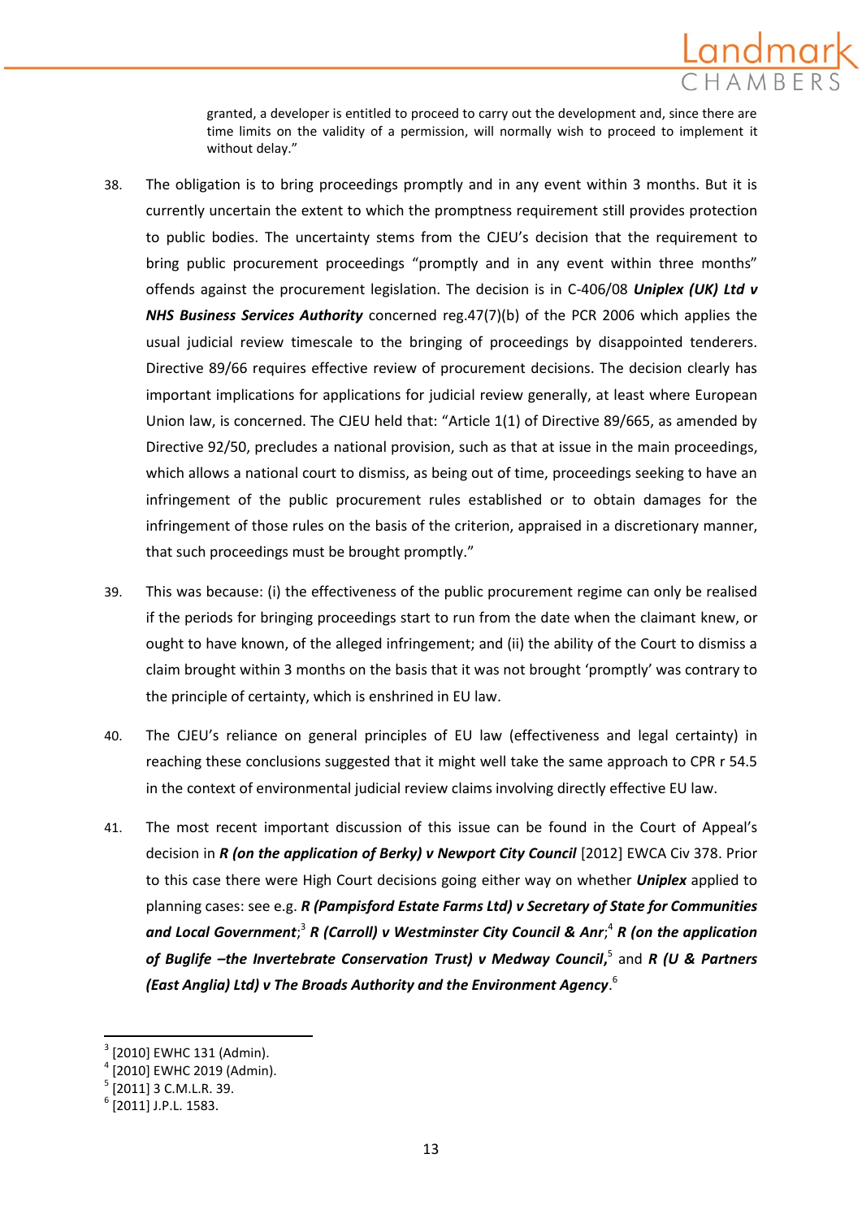granted, a developer is entitled to proceed to carry out the development and, since there are time limits on the validity of a permission, will normally wish to proceed to implement it without delay."

38. The obligation is to bring proceedings promptly and in any event within 3 months. But it is currently uncertain the extent to which the promptness requirement still provides protection to public bodies. The uncertainty stems from the CJEU's decision that the requirement to bring public procurement proceedings "promptly and in any event within three months" offends against the procurement legislation. The decision is in C-406/08 ***Uniplex (UK) Ltd v NHS Business Services Authority*** concerned reg.47(7)(b) of the PCR 2006 which applies the usual judicial review timescale to the bringing of proceedings by disappointed tenderers. Directive 89/66 requires effective review of procurement decisions. The decision clearly has important implications for applications for judicial review generally, at least where European Union law, is concerned. The CJEU held that: "Article 1(1) of Directive 89/665, as amended by Directive 92/50, precludes a national provision, such as that at issue in the main proceedings, which allows a national court to dismiss, as being out of time, proceedings seeking to have an infringement of the public procurement rules established or to obtain damages for the infringement of those rules on the basis of the criterion, appraised in a discretionary manner, that such proceedings must be brought promptly."

39. This was because: (i) the effectiveness of the public procurement regime can only be realised if the periods for bringing proceedings start to run from the date when the claimant knew, or ought to have known, of the alleged infringement; and (ii) the ability of the Court to dismiss a claim brought within 3 months on the basis that it was not brought 'promptly' was contrary to the principle of certainty, which is enshrined in EU law.

40. The CJEU's reliance on general principles of EU law (effectiveness and legal certainty) in reaching these conclusions suggested that it might well take the same approach to CPR r 54.5 in the context of environmental judicial review claims involving directly effective EU law.

41. The most recent important discussion of this issue can be found in the Court of Appeal's decision in ***R (on the application of Berky) v Newport City Council*** [2012] EWCA Civ 378. Prior to this case there were High Court decisions going either way on whether ***Uniplex*** applied to planning cases: see e.g. ***R (Pampisford Estate Farms Ltd) v Secretary of State for Communities and Local Government***;[3] ***R (Carroll) v Westminster City Council & Anr***;[4] ***R (on the application of Buglife –the Invertebrate Conservation Trust) v Medway Council***,[5] and ***R (U & Partners (East Anglia) Ltd) v The Broads Authority and the Environment Agency***.[6]

---

[3] [2010] EWHC 131 (Admin).
[4] [2010] EWHC 2019 (Admin).
[5] [2011] 3 C.M.L.R. 39.
[6] [2011] J.P.L. 1583.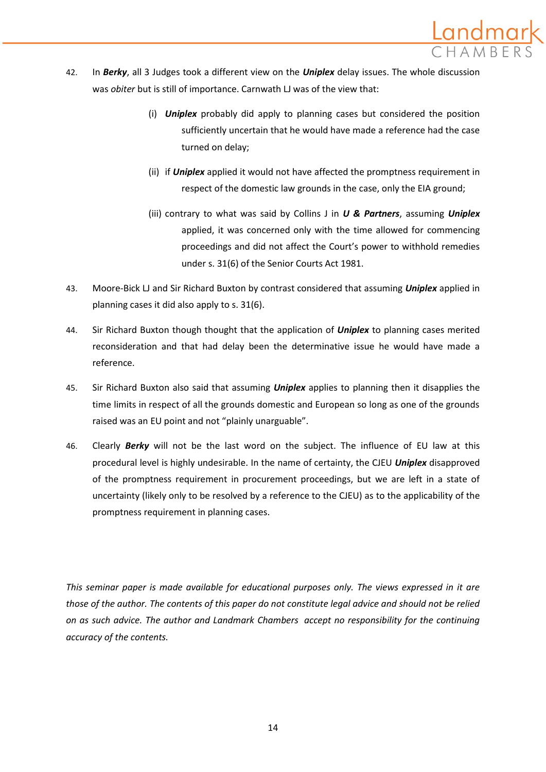42. In ***Berky***, all 3 Judges took a different view on the ***Uniplex*** delay issues. The whole discussion was *obiter* but is still of importance. Carnwath LJ was of the view that:

    (i) ***Uniplex*** probably did apply to planning cases but considered the position sufficiently uncertain that he would have made a reference had the case turned on delay;

    (ii) if ***Uniplex*** applied it would not have affected the promptness requirement in respect of the domestic law grounds in the case, only the EIA ground;

    (iii) contrary to what was said by Collins J in ***U & Partners***, assuming ***Uniplex*** applied, it was concerned only with the time allowed for commencing proceedings and did not affect the Court's power to withhold remedies under s. 31(6) of the Senior Courts Act 1981.

43. Moore-Bick LJ and Sir Richard Buxton by contrast considered that assuming ***Uniplex*** applied in planning cases it did also apply to s. 31(6).

44. Sir Richard Buxton though thought that the application of ***Uniplex*** to planning cases merited reconsideration and that had delay been the determinative issue he would have made a reference.

45. Sir Richard Buxton also said that assuming ***Uniplex*** applies to planning then it disapplies the time limits in respect of all the grounds domestic and European so long as one of the grounds raised was an EU point and not "plainly unarguable".

46. Clearly ***Berky*** will not be the last word on the subject. The influence of EU law at this procedural level is highly undesirable. In the name of certainty, the CJEU ***Uniplex*** disapproved of the promptness requirement in procurement proceedings, but we are left in a state of uncertainty (likely only to be resolved by a reference to the CJEU) as to the applicability of the promptness requirement in planning cases.

*This seminar paper is made available for educational purposes only. The views expressed in it are those of the author. The contents of this paper do not constitute legal advice and should not be relied on as such advice. The author and Landmark Chambers accept no responsibility for the continuing accuracy of the contents.*